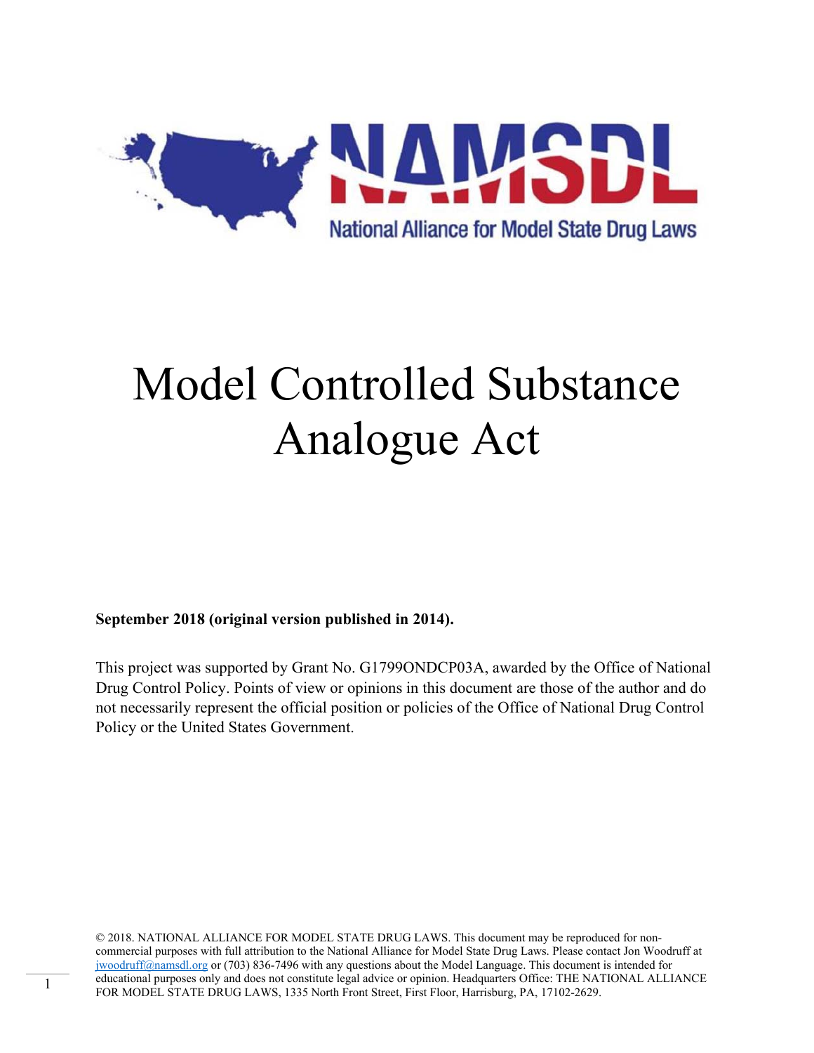NAMSDL

National Alliance for Model State Drug Laws

# Model Controlled Substance Analogue Act

**September 2018 (original version published in 2014).**

This project was supported by Grant No. G1799ONDCP03A, awarded by the Office of National Drug Control Policy. Points of view or opinions in this document are those of the author and do not necessarily represent the official position or policies of the Office of National Drug Control Policy or the United States Government.

© 2018. NATIONAL ALLIANCE FOR MODEL STATE DRUG LAWS. This document may be reproduced for non-commercial purposes with full attribution to the National Alliance for Model State Drug Laws. Please contact Jon Woodruff at jwoodruff@namsdl.org or (703) 836-7496 with any questions about the Model Language. This document is intended for educational purposes only and does not constitute legal advice or opinion. Headquarters Office: THE NATIONAL ALLIANCE FOR MODEL STATE DRUG LAWS, 1335 North Front Street, First Floor, Harrisburg, PA, 17102-2629.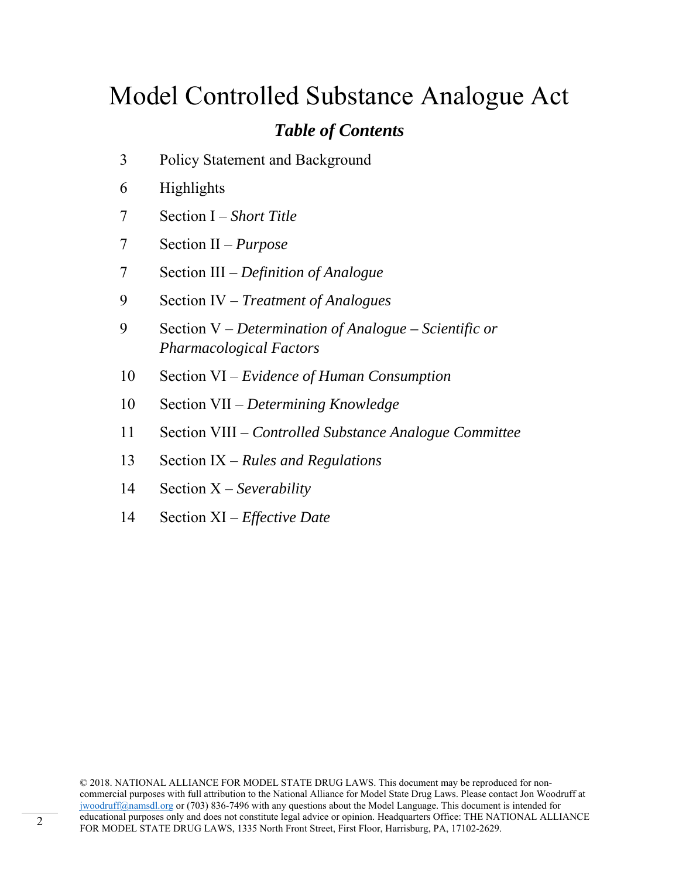# Model Controlled Substance Analogue Act

## *Table of Contents*

| | |
|---|---|
| 3 | Policy Statement and Background |
| 6 | Highlights |
| 7 | Section I – *Short Title* |
| 7 | Section II – *Purpose* |
| 7 | Section III – *Definition of Analogue* |
| 9 | Section IV – *Treatment of Analogues* |
| 9 | Section V – *Determination of Analogue – Scientific or Pharmacological Factors* |
| 10 | Section VI – *Evidence of Human Consumption* |
| 10 | Section VII – *Determining Knowledge* |
| 11 | Section VIII – *Controlled Substance Analogue Committee* |
| 13 | Section IX – *Rules and Regulations* |
| 14 | Section X – *Severability* |
| 14 | Section XI – *Effective Date* |

© 2018. NATIONAL ALLIANCE FOR MODEL STATE DRUG LAWS. This document may be reproduced for non-commercial purposes with full attribution to the National Alliance for Model State Drug Laws. Please contact Jon Woodruff at jwoodruff@namsdl.org or (703) 836-7496 with any questions about the Model Language. This document is intended for educational purposes only and does not constitute legal advice or opinion. Headquarters Office: THE NATIONAL ALLIANCE FOR MODEL STATE DRUG LAWS, 1335 North Front Street, First Floor, Harrisburg, PA, 17102-2629.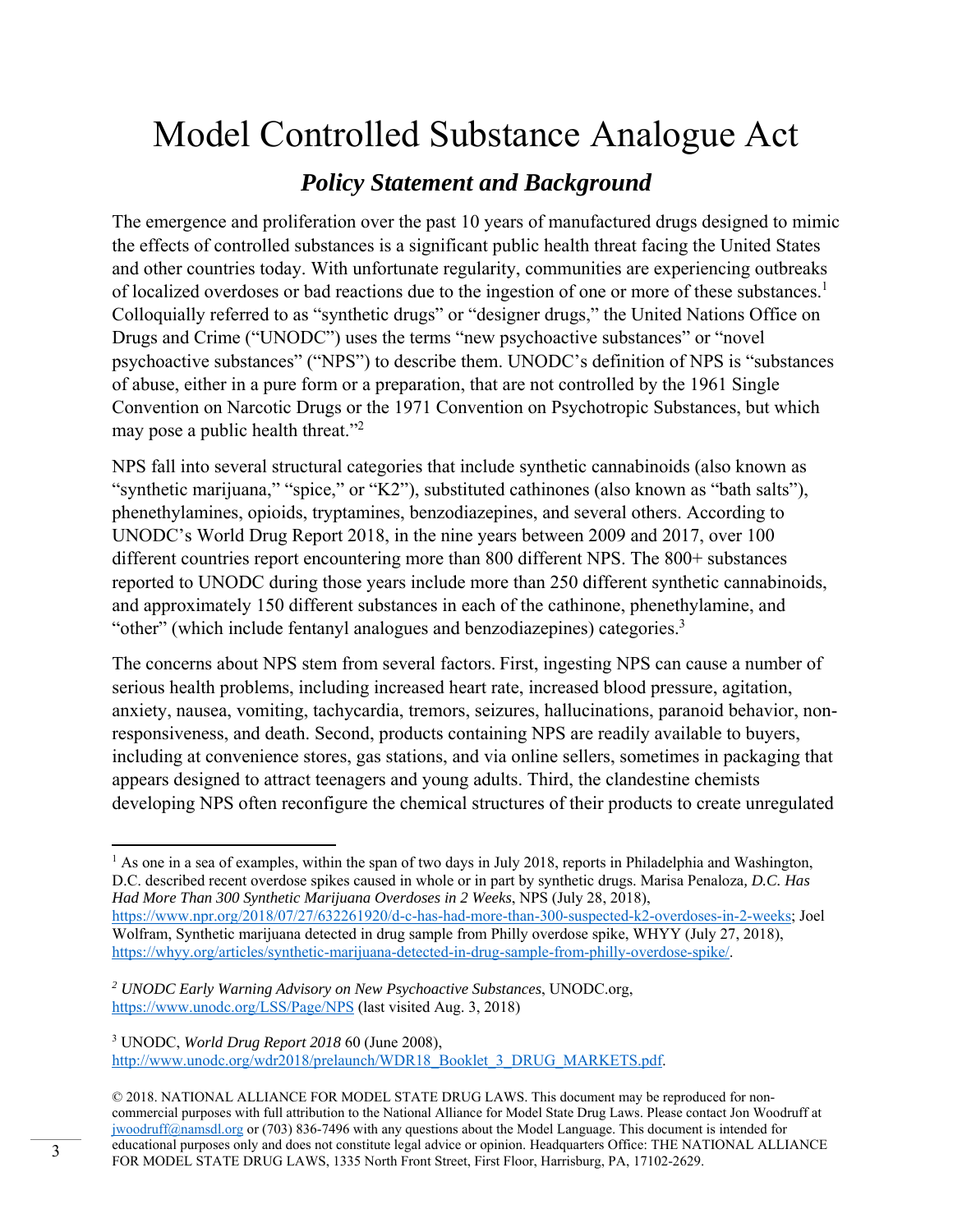# Model Controlled Substance Analogue Act

## *Policy Statement and Background*

The emergence and proliferation over the past 10 years of manufactured drugs designed to mimic the effects of controlled substances is a significant public health threat facing the United States and other countries today. With unfortunate regularity, communities are experiencing outbreaks of localized overdoses or bad reactions due to the ingestion of one or more of these substances.[1] Colloquially referred to as "synthetic drugs" or "designer drugs," the United Nations Office on Drugs and Crime ("UNODC") uses the terms "new psychoactive substances" or "novel psychoactive substances" ("NPS") to describe them. UNODC's definition of NPS is "substances of abuse, either in a pure form or a preparation, that are not controlled by the 1961 Single Convention on Narcotic Drugs or the 1971 Convention on Psychotropic Substances, but which may pose a public health threat."[2]

NPS fall into several structural categories that include synthetic cannabinoids (also known as "synthetic marijuana," "spice," or "K2"), substituted cathinones (also known as "bath salts"), phenethylamines, opioids, tryptamines, benzodiazepines, and several others. According to UNODC's World Drug Report 2018, in the nine years between 2009 and 2017, over 100 different countries report encountering more than 800 different NPS. The 800+ substances reported to UNODC during those years include more than 250 different synthetic cannabinoids, and approximately 150 different substances in each of the cathinone, phenethylamine, and "other" (which include fentanyl analogues and benzodiazepines) categories.[3]

The concerns about NPS stem from several factors. First, ingesting NPS can cause a number of serious health problems, including increased heart rate, increased blood pressure, agitation, anxiety, nausea, vomiting, tachycardia, tremors, seizures, hallucinations, paranoid behavior, non-responsiveness, and death. Second, products containing NPS are readily available to buyers, including at convenience stores, gas stations, and via online sellers, sometimes in packaging that appears designed to attract teenagers and young adults. Third, the clandestine chemists developing NPS often reconfigure the chemical structures of their products to create unregulated

---

[1] As one in a sea of examples, within the span of two days in July 2018, reports in Philadelphia and Washington, D.C. described recent overdose spikes caused in whole or in part by synthetic drugs. Marisa Penaloza, *D.C. Has Had More Than 300 Synthetic Marijuana Overdoses in 2 Weeks*, NPS (July 28, 2018), https://www.npr.org/2018/07/27/632261920/d-c-has-had-more-than-300-suspected-k2-overdoses-in-2-weeks; Joel Wolfram, Synthetic marijuana detected in drug sample from Philly overdose spike, WHYY (July 27, 2018), https://whyy.org/articles/synthetic-marijuana-detected-in-drug-sample-from-philly-overdose-spike/.

[2] *UNODC Early Warning Advisory on New Psychoactive Substances*, UNODC.org, https://www.unodc.org/LSS/Page/NPS (last visited Aug. 3, 2018)

[3] UNODC, *World Drug Report 2018* 60 (June 2008), http://www.unodc.org/wdr2018/prelaunch/WDR18_Booklet_3_DRUG_MARKETS.pdf.

© 2018. NATIONAL ALLIANCE FOR MODEL STATE DRUG LAWS. This document may be reproduced for non-commercial purposes with full attribution to the National Alliance for Model State Drug Laws. Please contact Jon Woodruff at jwoodruff@namsdl.org or (703) 836-7496 with any questions about the Model Language. This document is intended for educational purposes only and does not constitute legal advice or opinion. Headquarters Office: THE NATIONAL ALLIANCE FOR MODEL STATE DRUG LAWS, 1335 North Front Street, First Floor, Harrisburg, PA, 17102-2629.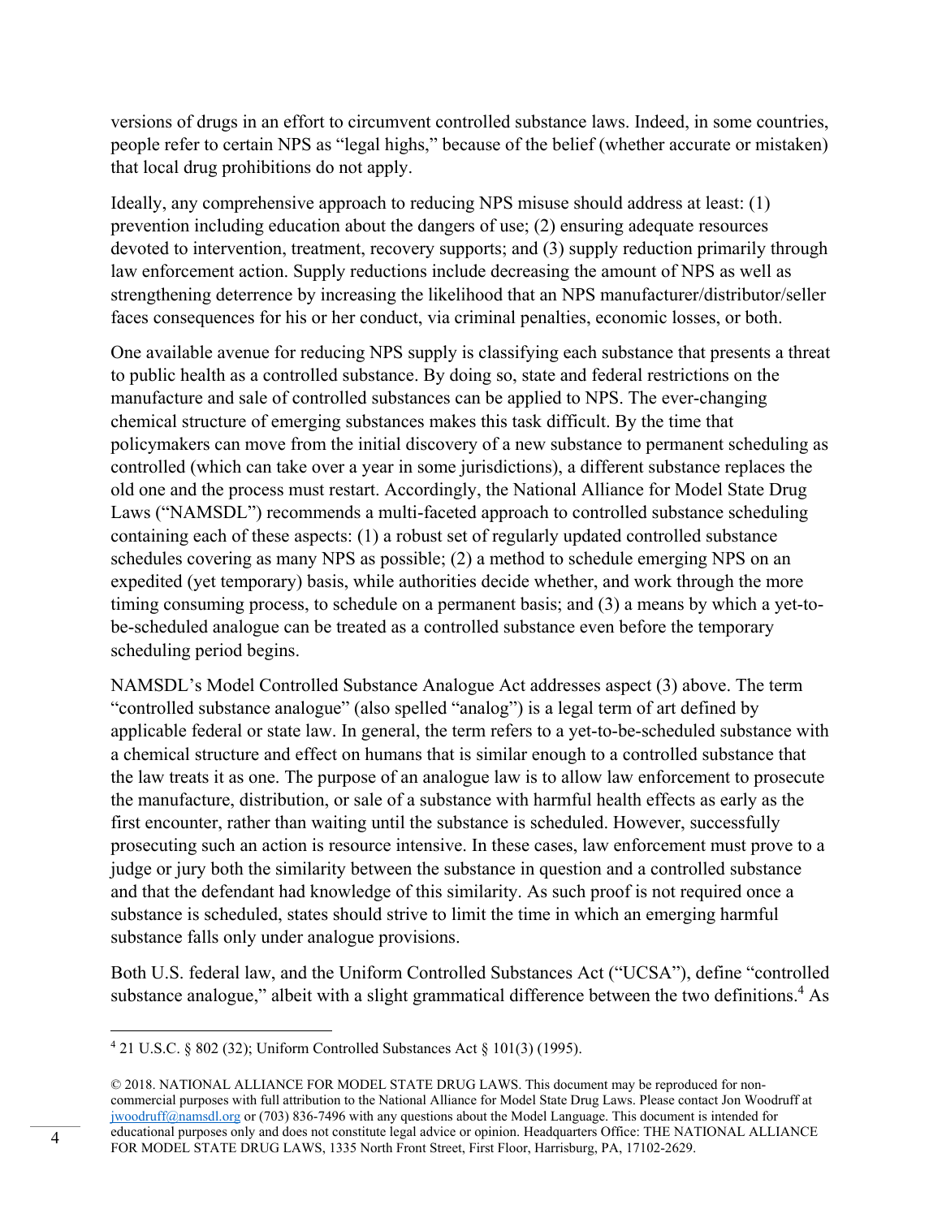versions of drugs in an effort to circumvent controlled substance laws. Indeed, in some countries, people refer to certain NPS as "legal highs," because of the belief (whether accurate or mistaken) that local drug prohibitions do not apply.

Ideally, any comprehensive approach to reducing NPS misuse should address at least: (1) prevention including education about the dangers of use; (2) ensuring adequate resources devoted to intervention, treatment, recovery supports; and (3) supply reduction primarily through law enforcement action. Supply reductions include decreasing the amount of NPS as well as strengthening deterrence by increasing the likelihood that an NPS manufacturer/distributor/seller faces consequences for his or her conduct, via criminal penalties, economic losses, or both.

One available avenue for reducing NPS supply is classifying each substance that presents a threat to public health as a controlled substance. By doing so, state and federal restrictions on the manufacture and sale of controlled substances can be applied to NPS. The ever-changing chemical structure of emerging substances makes this task difficult. By the time that policymakers can move from the initial discovery of a new substance to permanent scheduling as controlled (which can take over a year in some jurisdictions), a different substance replaces the old one and the process must restart. Accordingly, the National Alliance for Model State Drug Laws ("NAMSDL") recommends a multi-faceted approach to controlled substance scheduling containing each of these aspects: (1) a robust set of regularly updated controlled substance schedules covering as many NPS as possible; (2) a method to schedule emerging NPS on an expedited (yet temporary) basis, while authorities decide whether, and work through the more timing consuming process, to schedule on a permanent basis; and (3) a means by which a yet-to-be-scheduled analogue can be treated as a controlled substance even before the temporary scheduling period begins.

NAMSDL's Model Controlled Substance Analogue Act addresses aspect (3) above. The term "controlled substance analogue" (also spelled "analog") is a legal term of art defined by applicable federal or state law. In general, the term refers to a yet-to-be-scheduled substance with a chemical structure and effect on humans that is similar enough to a controlled substance that the law treats it as one. The purpose of an analogue law is to allow law enforcement to prosecute the manufacture, distribution, or sale of a substance with harmful health effects as early as the first encounter, rather than waiting until the substance is scheduled. However, successfully prosecuting such an action is resource intensive. In these cases, law enforcement must prove to a judge or jury both the similarity between the substance in question and a controlled substance and that the defendant had knowledge of this similarity. As such proof is not required once a substance is scheduled, states should strive to limit the time in which an emerging harmful substance falls only under analogue provisions.

Both U.S. federal law, and the Uniform Controlled Substances Act ("UCSA"), define "controlled substance analogue," albeit with a slight grammatical difference between the two definitions.[4] As

[4] 21 U.S.C. § 802 (32); Uniform Controlled Substances Act § 101(3) (1995).

© 2018. NATIONAL ALLIANCE FOR MODEL STATE DRUG LAWS. This document may be reproduced for non-commercial purposes with full attribution to the National Alliance for Model State Drug Laws. Please contact Jon Woodruff at jwoodruff@namsdl.org or (703) 836-7496 with any questions about the Model Language. This document is intended for educational purposes only and does not constitute legal advice or opinion. Headquarters Office: THE NATIONAL ALLIANCE FOR MODEL STATE DRUG LAWS, 1335 North Front Street, First Floor, Harrisburg, PA, 17102-2629.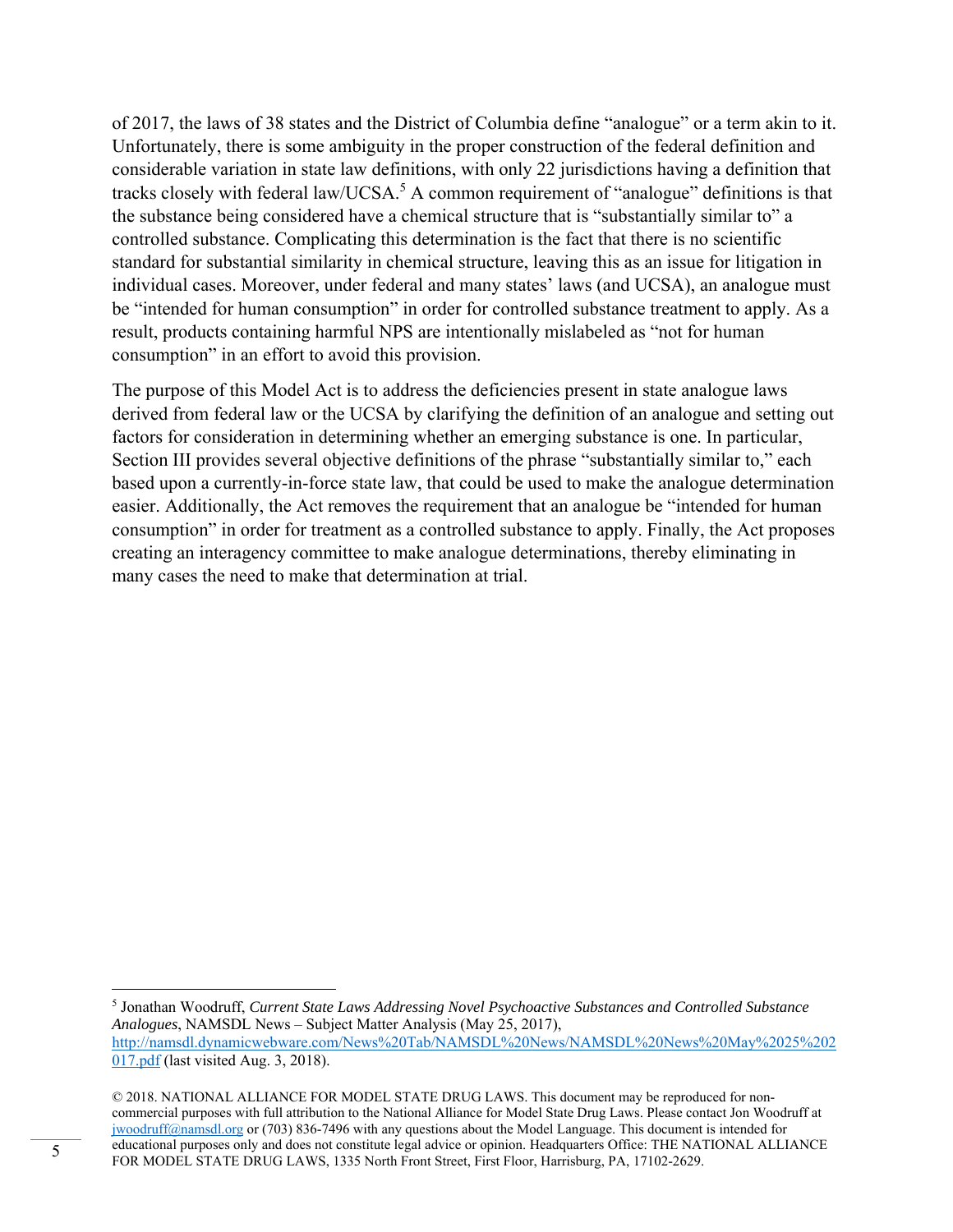of 2017, the laws of 38 states and the District of Columbia define "analogue" or a term akin to it. Unfortunately, there is some ambiguity in the proper construction of the federal definition and considerable variation in state law definitions, with only 22 jurisdictions having a definition that tracks closely with federal law/UCSA.[5] A common requirement of "analogue" definitions is that the substance being considered have a chemical structure that is "substantially similar to" a controlled substance. Complicating this determination is the fact that there is no scientific standard for substantial similarity in chemical structure, leaving this as an issue for litigation in individual cases. Moreover, under federal and many states' laws (and UCSA), an analogue must be "intended for human consumption" in order for controlled substance treatment to apply. As a result, products containing harmful NPS are intentionally mislabeled as "not for human consumption" in an effort to avoid this provision.

The purpose of this Model Act is to address the deficiencies present in state analogue laws derived from federal law or the UCSA by clarifying the definition of an analogue and setting out factors for consideration in determining whether an emerging substance is one. In particular, Section III provides several objective definitions of the phrase "substantially similar to," each based upon a currently-in-force state law, that could be used to make the analogue determination easier. Additionally, the Act removes the requirement that an analogue be "intended for human consumption" in order for treatment as a controlled substance to apply. Finally, the Act proposes creating an interagency committee to make analogue determinations, thereby eliminating in many cases the need to make that determination at trial.

---

[5] Jonathan Woodruff, *Current State Laws Addressing Novel Psychoactive Substances and Controlled Substance Analogues*, NAMSDL News – Subject Matter Analysis (May 25, 2017), http://namsdl.dynamicwebware.com/News%20Tab/NAMSDL%20News/NAMSDL%20News%20May%2025%202017.pdf (last visited Aug. 3, 2018).

© 2018. NATIONAL ALLIANCE FOR MODEL STATE DRUG LAWS. This document may be reproduced for non-commercial purposes with full attribution to the National Alliance for Model State Drug Laws. Please contact Jon Woodruff at jwoodruff@namsdl.org or (703) 836-7496 with any questions about the Model Language. This document is intended for educational purposes only and does not constitute legal advice or opinion. Headquarters Office: THE NATIONAL ALLIANCE FOR MODEL STATE DRUG LAWS, 1335 North Front Street, First Floor, Harrisburg, PA, 17102-2629.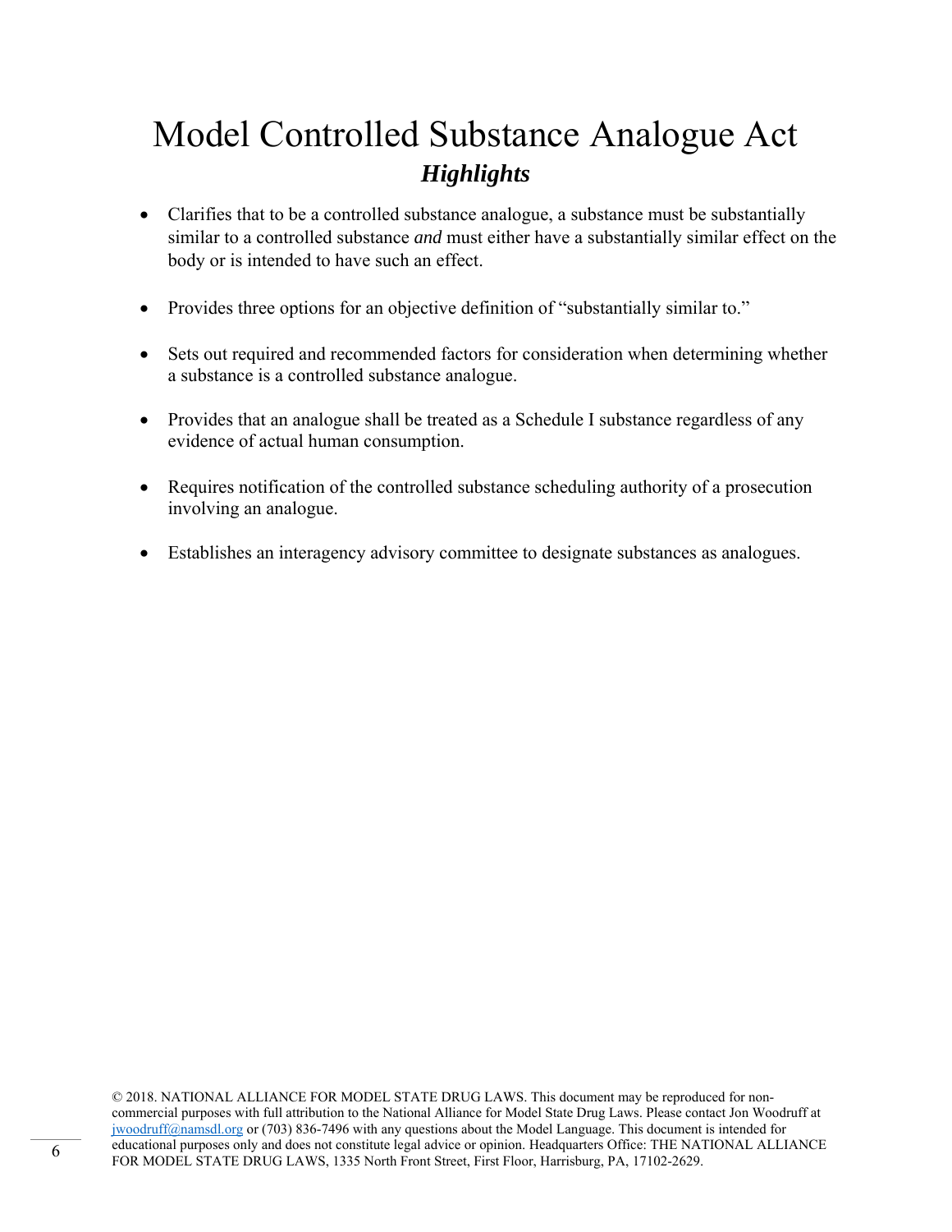# Model Controlled Substance Analogue Act

## *Highlights*

- Clarifies that to be a controlled substance analogue, a substance must be substantially similar to a controlled substance *and* must either have a substantially similar effect on the body or is intended to have such an effect.
- Provides three options for an objective definition of "substantially similar to."
- Sets out required and recommended factors for consideration when determining whether a substance is a controlled substance analogue.
- Provides that an analogue shall be treated as a Schedule I substance regardless of any evidence of actual human consumption.
- Requires notification of the controlled substance scheduling authority of a prosecution involving an analogue.
- Establishes an interagency advisory committee to designate substances as analogues.

© 2018. NATIONAL ALLIANCE FOR MODEL STATE DRUG LAWS. This document may be reproduced for non-commercial purposes with full attribution to the National Alliance for Model State Drug Laws. Please contact Jon Woodruff at jwoodruff@namsdl.org or (703) 836-7496 with any questions about the Model Language. This document is intended for educational purposes only and does not constitute legal advice or opinion. Headquarters Office: THE NATIONAL ALLIANCE FOR MODEL STATE DRUG LAWS, 1335 North Front Street, First Floor, Harrisburg, PA, 17102-2629.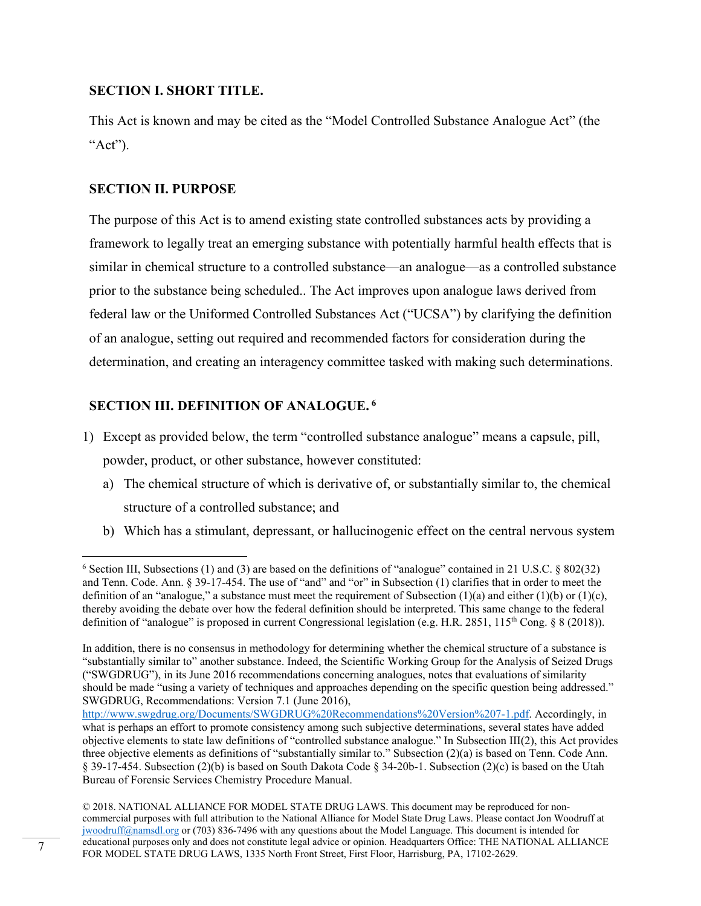## SECTION I. SHORT TITLE.

This Act is known and may be cited as the "Model Controlled Substance Analogue Act" (the "Act").

## SECTION II. PURPOSE

The purpose of this Act is to amend existing state controlled substances acts by providing a framework to legally treat an emerging substance with potentially harmful health effects that is similar in chemical structure to a controlled substance—an analogue—as a controlled substance prior to the substance being scheduled.. The Act improves upon analogue laws derived from federal law or the Uniformed Controlled Substances Act ("UCSA") by clarifying the definition of an analogue, setting out required and recommended factors for consideration during the determination, and creating an interagency committee tasked with making such determinations.

## SECTION III. DEFINITION OF ANALOGUE. [6]

1) Except as provided below, the term "controlled substance analogue" means a capsule, pill, powder, product, or other substance, however constituted:
   a) The chemical structure of which is derivative of, or substantially similar to, the chemical structure of a controlled substance; and
   b) Which has a stimulant, depressant, or hallucinogenic effect on the central nervous system

---

[6] Section III, Subsections (1) and (3) are based on the definitions of "analogue" contained in 21 U.S.C. § 802(32) and Tenn. Code. Ann. § 39-17-454. The use of "and" and "or" in Subsection (1) clarifies that in order to meet the definition of an "analogue," a substance must meet the requirement of Subsection (1)(a) and either (1)(b) or (1)(c), thereby avoiding the debate over how the federal definition should be interpreted. This same change to the federal definition of "analogue" is proposed in current Congressional legislation (e.g. H.R. 2851, 115th Cong. § 8 (2018)).

In addition, there is no consensus in methodology for determining whether the chemical structure of a substance is "substantially similar to" another substance. Indeed, the Scientific Working Group for the Analysis of Seized Drugs ("SWGDRUG"), in its June 2016 recommendations concerning analogues, notes that evaluations of similarity should be made "using a variety of techniques and approaches depending on the specific question being addressed." SWGDRUG, Recommendations: Version 7.1 (June 2016), http://www.swgdrug.org/Documents/SWGDRUG%20Recommendations%20Version%207-1.pdf. Accordingly, in what is perhaps an effort to promote consistency among such subjective determinations, several states have added objective elements to state law definitions of "controlled substance analogue." In Subsection III(2), this Act provides three objective elements as definitions of "substantially similar to." Subsection (2)(a) is based on Tenn. Code Ann. § 39-17-454. Subsection (2)(b) is based on South Dakota Code § 34-20b-1. Subsection (2)(c) is based on the Utah Bureau of Forensic Services Chemistry Procedure Manual.

© 2018. NATIONAL ALLIANCE FOR MODEL STATE DRUG LAWS. This document may be reproduced for non-commercial purposes with full attribution to the National Alliance for Model State Drug Laws. Please contact Jon Woodruff at jwoodruff@namsdl.org or (703) 836-7496 with any questions about the Model Language. This document is intended for educational purposes only and does not constitute legal advice or opinion. Headquarters Office: THE NATIONAL ALLIANCE FOR MODEL STATE DRUG LAWS, 1335 North Front Street, First Floor, Harrisburg, PA, 17102-2629.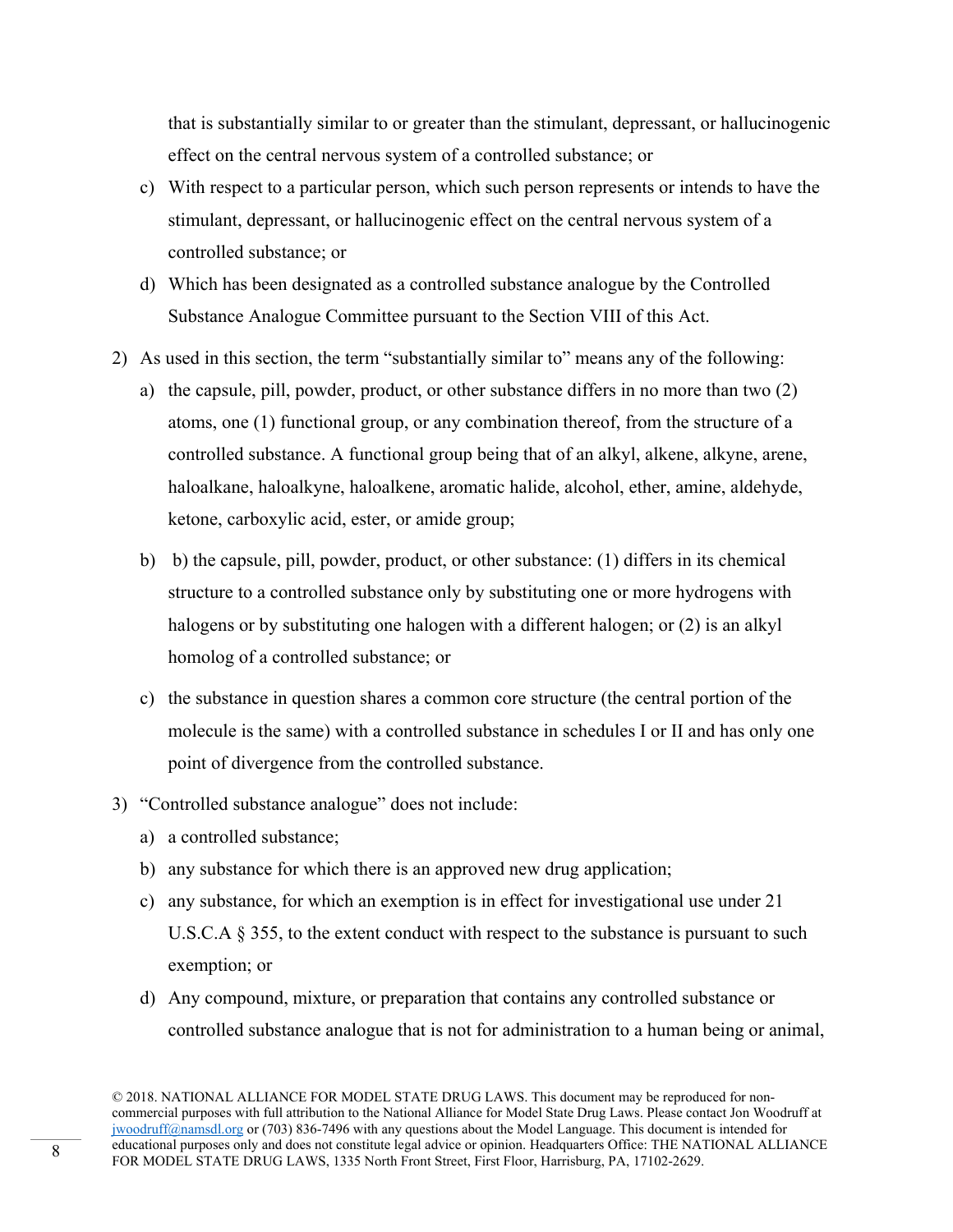that is substantially similar to or greater than the stimulant, depressant, or hallucinogenic effect on the central nervous system of a controlled substance; or

c) With respect to a particular person, which such person represents or intends to have the stimulant, depressant, or hallucinogenic effect on the central nervous system of a controlled substance; or

d) Which has been designated as a controlled substance analogue by the Controlled Substance Analogue Committee pursuant to the Section VIII of this Act.

2) As used in this section, the term "substantially similar to" means any of the following:

   a) the capsule, pill, powder, product, or other substance differs in no more than two (2) atoms, one (1) functional group, or any combination thereof, from the structure of a controlled substance. A functional group being that of an alkyl, alkene, alkyne, arene, haloalkane, haloalkyne, haloalkene, aromatic halide, alcohol, ether, amine, aldehyde, ketone, carboxylic acid, ester, or amide group;

   b) b) the capsule, pill, powder, product, or other substance: (1) differs in its chemical structure to a controlled substance only by substituting one or more hydrogens with halogens or by substituting one halogen with a different halogen; or (2) is an alkyl homolog of a controlled substance; or

   c) the substance in question shares a common core structure (the central portion of the molecule is the same) with a controlled substance in schedules I or II and has only one point of divergence from the controlled substance.

3) "Controlled substance analogue" does not include:

   a) a controlled substance;

   b) any substance for which there is an approved new drug application;

   c) any substance, for which an exemption is in effect for investigational use under 21 U.S.C.A § 355, to the extent conduct with respect to the substance is pursuant to such exemption; or

   d) Any compound, mixture, or preparation that contains any controlled substance or controlled substance analogue that is not for administration to a human being or animal,

© 2018. NATIONAL ALLIANCE FOR MODEL STATE DRUG LAWS. This document may be reproduced for non-commercial purposes with full attribution to the National Alliance for Model State Drug Laws. Please contact Jon Woodruff at jwoodruff@namsdl.org or (703) 836-7496 with any questions about the Model Language. This document is intended for educational purposes only and does not constitute legal advice or opinion. Headquarters Office: THE NATIONAL ALLIANCE FOR MODEL STATE DRUG LAWS, 1335 North Front Street, First Floor, Harrisburg, PA, 17102-2629.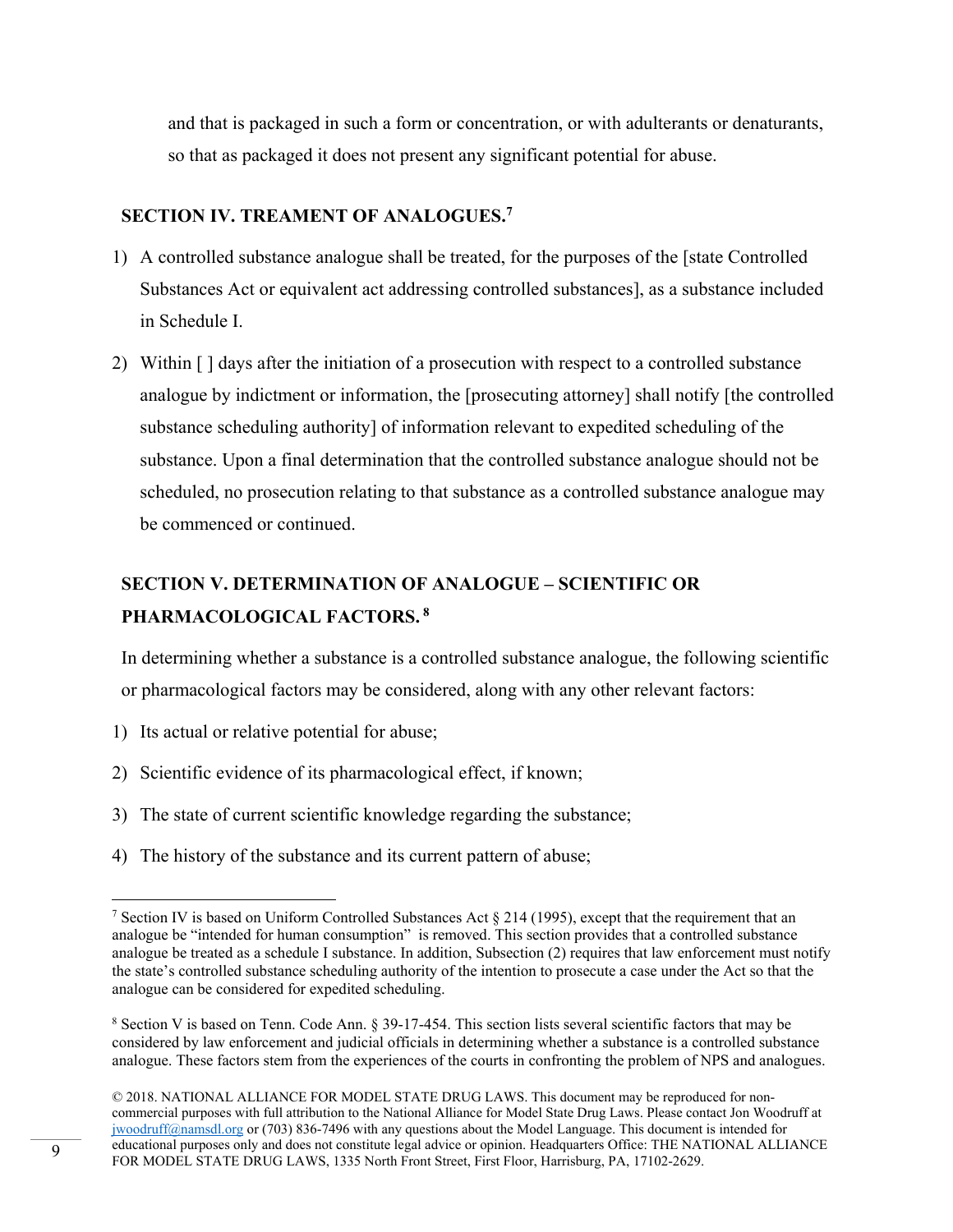and that is packaged in such a form or concentration, or with adulterants or denaturants, so that as packaged it does not present any significant potential for abuse.

## SECTION IV. TREAMENT OF ANALOGUES.[7]

1) A controlled substance analogue shall be treated, for the purposes of the [state Controlled Substances Act or equivalent act addressing controlled substances], as a substance included in Schedule I.
2) Within [ ] days after the initiation of a prosecution with respect to a controlled substance analogue by indictment or information, the [prosecuting attorney] shall notify [the controlled substance scheduling authority] of information relevant to expedited scheduling of the substance. Upon a final determination that the controlled substance analogue should not be scheduled, no prosecution relating to that substance as a controlled substance analogue may be commenced or continued.

## SECTION V. DETERMINATION OF ANALOGUE – SCIENTIFIC OR PHARMACOLOGICAL FACTORS.[8]

In determining whether a substance is a controlled substance analogue, the following scientific or pharmacological factors may be considered, along with any other relevant factors:

1) Its actual or relative potential for abuse;
2) Scientific evidence of its pharmacological effect, if known;
3) The state of current scientific knowledge regarding the substance;
4) The history of the substance and its current pattern of abuse;

---

[7] Section IV is based on Uniform Controlled Substances Act § 214 (1995), except that the requirement that an analogue be "intended for human consumption" is removed. This section provides that a controlled substance analogue be treated as a schedule I substance. In addition, Subsection (2) requires that law enforcement must notify the state's controlled substance scheduling authority of the intention to prosecute a case under the Act so that the analogue can be considered for expedited scheduling.

[8] Section V is based on Tenn. Code Ann. § 39-17-454. This section lists several scientific factors that may be considered by law enforcement and judicial officials in determining whether a substance is a controlled substance analogue. These factors stem from the experiences of the courts in confronting the problem of NPS and analogues.

© 2018. NATIONAL ALLIANCE FOR MODEL STATE DRUG LAWS. This document may be reproduced for non-commercial purposes with full attribution to the National Alliance for Model State Drug Laws. Please contact Jon Woodruff at jwoodruff@namsdl.org or (703) 836-7496 with any questions about the Model Language. This document is intended for educational purposes only and does not constitute legal advice or opinion. Headquarters Office: THE NATIONAL ALLIANCE FOR MODEL STATE DRUG LAWS, 1335 North Front Street, First Floor, Harrisburg, PA, 17102-2629.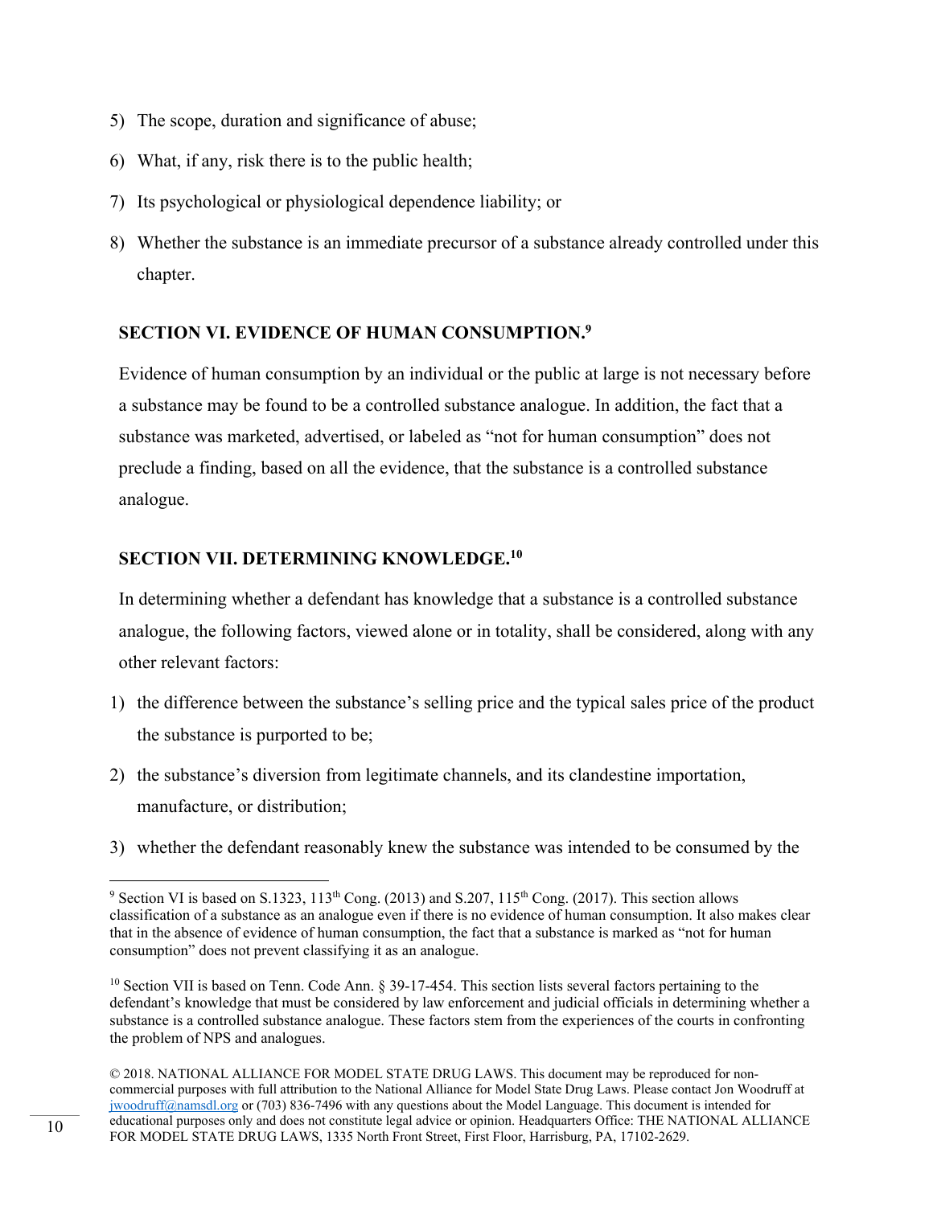5) The scope, duration and significance of abuse;
6) What, if any, risk there is to the public health;
7) Its psychological or physiological dependence liability; or
8) Whether the substance is an immediate precursor of a substance already controlled under this chapter.

## SECTION VI. EVIDENCE OF HUMAN CONSUMPTION.[9]

Evidence of human consumption by an individual or the public at large is not necessary before a substance may be found to be a controlled substance analogue. In addition, the fact that a substance was marketed, advertised, or labeled as "not for human consumption" does not preclude a finding, based on all the evidence, that the substance is a controlled substance analogue.

## SECTION VII. DETERMINING KNOWLEDGE.[10]

In determining whether a defendant has knowledge that a substance is a controlled substance analogue, the following factors, viewed alone or in totality, shall be considered, along with any other relevant factors:

1) the difference between the substance's selling price and the typical sales price of the product the substance is purported to be;
2) the substance's diversion from legitimate channels, and its clandestine importation, manufacture, or distribution;
3) whether the defendant reasonably knew the substance was intended to be consumed by the

---

[9] Section VI is based on S.1323, 113th Cong. (2013) and S.207, 115th Cong. (2017). This section allows classification of a substance as an analogue even if there is no evidence of human consumption. It also makes clear that in the absence of evidence of human consumption, the fact that a substance is marked as "not for human consumption" does not prevent classifying it as an analogue.

[10] Section VII is based on Tenn. Code Ann. § 39-17-454. This section lists several factors pertaining to the defendant's knowledge that must be considered by law enforcement and judicial officials in determining whether a substance is a controlled substance analogue. These factors stem from the experiences of the courts in confronting the problem of NPS and analogues.

© 2018. NATIONAL ALLIANCE FOR MODEL STATE DRUG LAWS. This document may be reproduced for non-commercial purposes with full attribution to the National Alliance for Model State Drug Laws. Please contact Jon Woodruff at jwoodruff@namsdl.org or (703) 836-7496 with any questions about the Model Language. This document is intended for educational purposes only and does not constitute legal advice or opinion. Headquarters Office: THE NATIONAL ALLIANCE FOR MODEL STATE DRUG LAWS, 1335 North Front Street, First Floor, Harrisburg, PA, 17102-2629.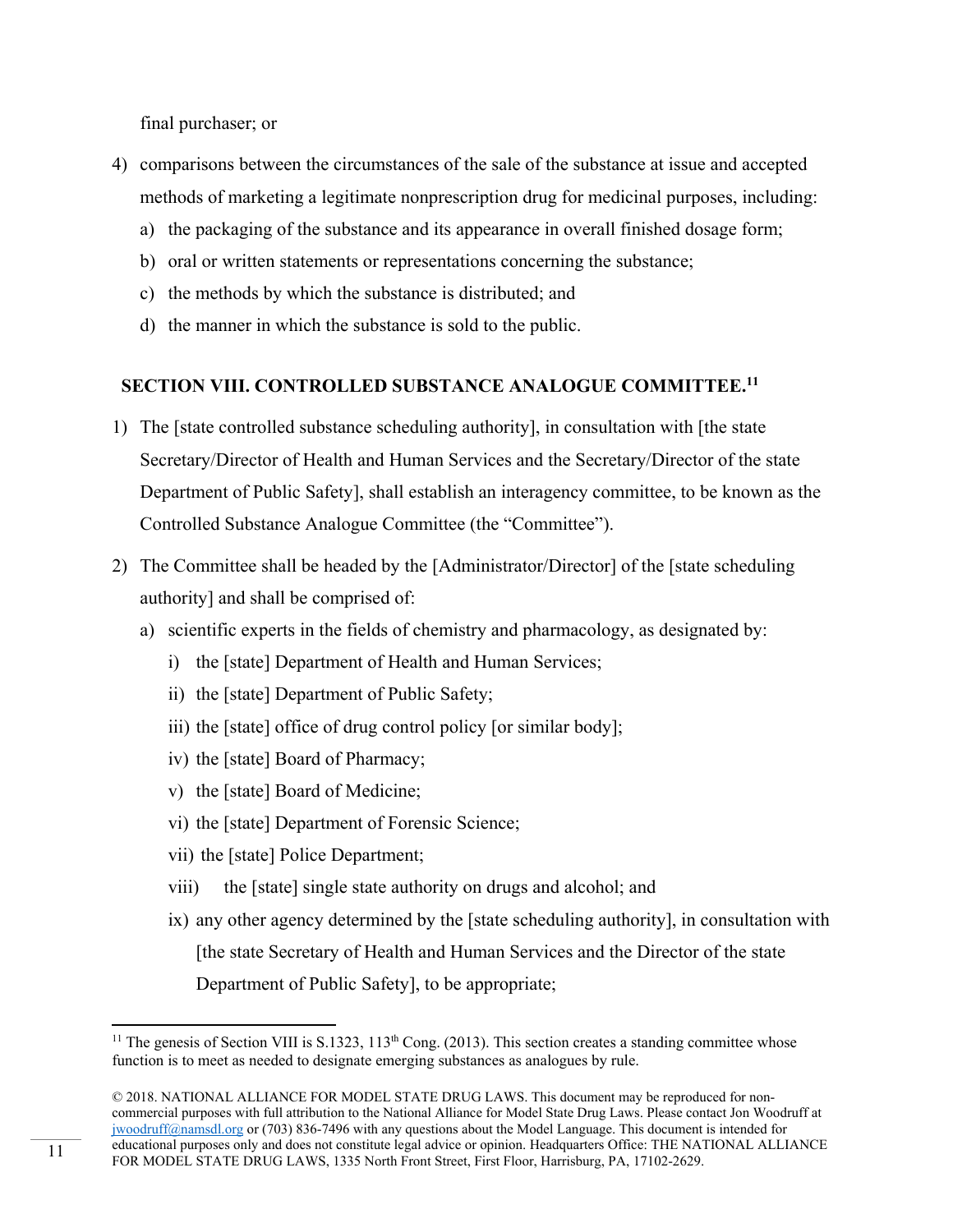final purchaser; or

4) comparisons between the circumstances of the sale of the substance at issue and accepted methods of marketing a legitimate nonprescription drug for medicinal purposes, including:
   a) the packaging of the substance and its appearance in overall finished dosage form;
   b) oral or written statements or representations concerning the substance;
   c) the methods by which the substance is distributed; and
   d) the manner in which the substance is sold to the public.

## SECTION VIII. CONTROLLED SUBSTANCE ANALOGUE COMMITTEE.[11]

1) The [state controlled substance scheduling authority], in consultation with [the state Secretary/Director of Health and Human Services and the Secretary/Director of the state Department of Public Safety], shall establish an interagency committee, to be known as the Controlled Substance Analogue Committee (the "Committee").

2) The Committee shall be headed by the [Administrator/Director] of the [state scheduling authority] and shall be comprised of:
   a) scientific experts in the fields of chemistry and pharmacology, as designated by:
      i) the [state] Department of Health and Human Services;
      ii) the [state] Department of Public Safety;
      iii) the [state] office of drug control policy [or similar body];
      iv) the [state] Board of Pharmacy;
      v) the [state] Board of Medicine;
      vi) the [state] Department of Forensic Science;
      vii) the [state] Police Department;
      viii) the [state] single state authority on drugs and alcohol; and
      ix) any other agency determined by the [state scheduling authority], in consultation with [the state Secretary of Health and Human Services and the Director of the state Department of Public Safety], to be appropriate;

---

[11] The genesis of Section VIII is S.1323, 113th Cong. (2013). This section creates a standing committee whose function is to meet as needed to designate emerging substances as analogues by rule.

© 2018. NATIONAL ALLIANCE FOR MODEL STATE DRUG LAWS. This document may be reproduced for non-commercial purposes with full attribution to the National Alliance for Model State Drug Laws. Please contact Jon Woodruff at jwoodruff@namsdl.org or (703) 836-7496 with any questions about the Model Language. This document is intended for educational purposes only and does not constitute legal advice or opinion. Headquarters Office: THE NATIONAL ALLIANCE FOR MODEL STATE DRUG LAWS, 1335 North Front Street, First Floor, Harrisburg, PA, 17102-2629.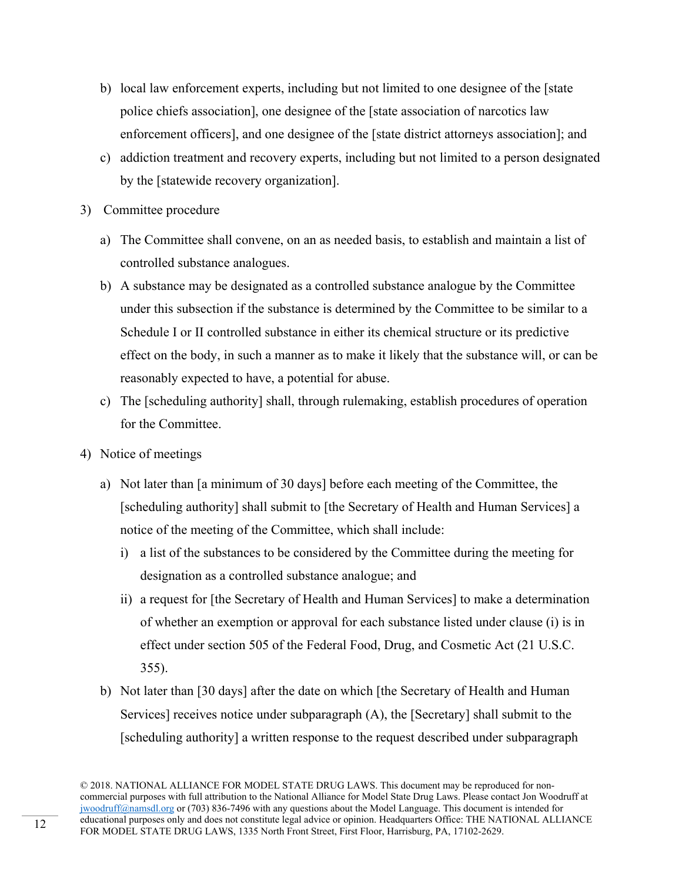b) local law enforcement experts, including but not limited to one designee of the [state police chiefs association], one designee of the [state association of narcotics law enforcement officers], and one designee of the [state district attorneys association]; and

c) addiction treatment and recovery experts, including but not limited to a person designated by the [statewide recovery organization].

3) Committee procedure

a) The Committee shall convene, on an as needed basis, to establish and maintain a list of controlled substance analogues.

b) A substance may be designated as a controlled substance analogue by the Committee under this subsection if the substance is determined by the Committee to be similar to a Schedule I or II controlled substance in either its chemical structure or its predictive effect on the body, in such a manner as to make it likely that the substance will, or can be reasonably expected to have, a potential for abuse.

c) The [scheduling authority] shall, through rulemaking, establish procedures of operation for the Committee.

4) Notice of meetings

a) Not later than [a minimum of 30 days] before each meeting of the Committee, the [scheduling authority] shall submit to [the Secretary of Health and Human Services] a notice of the meeting of the Committee, which shall include:

i) a list of the substances to be considered by the Committee during the meeting for designation as a controlled substance analogue; and

ii) a request for [the Secretary of Health and Human Services] to make a determination of whether an exemption or approval for each substance listed under clause (i) is in effect under section 505 of the Federal Food, Drug, and Cosmetic Act (21 U.S.C. 355).

b) Not later than [30 days] after the date on which [the Secretary of Health and Human Services] receives notice under subparagraph (A), the [Secretary] shall submit to the [scheduling authority] a written response to the request described under subparagraph

© 2018. NATIONAL ALLIANCE FOR MODEL STATE DRUG LAWS. This document may be reproduced for non-commercial purposes with full attribution to the National Alliance for Model State Drug Laws. Please contact Jon Woodruff at jwoodruff@namsdl.org or (703) 836-7496 with any questions about the Model Language. This document is intended for educational purposes only and does not constitute legal advice or opinion. Headquarters Office: THE NATIONAL ALLIANCE FOR MODEL STATE DRUG LAWS, 1335 North Front Street, First Floor, Harrisburg, PA, 17102-2629.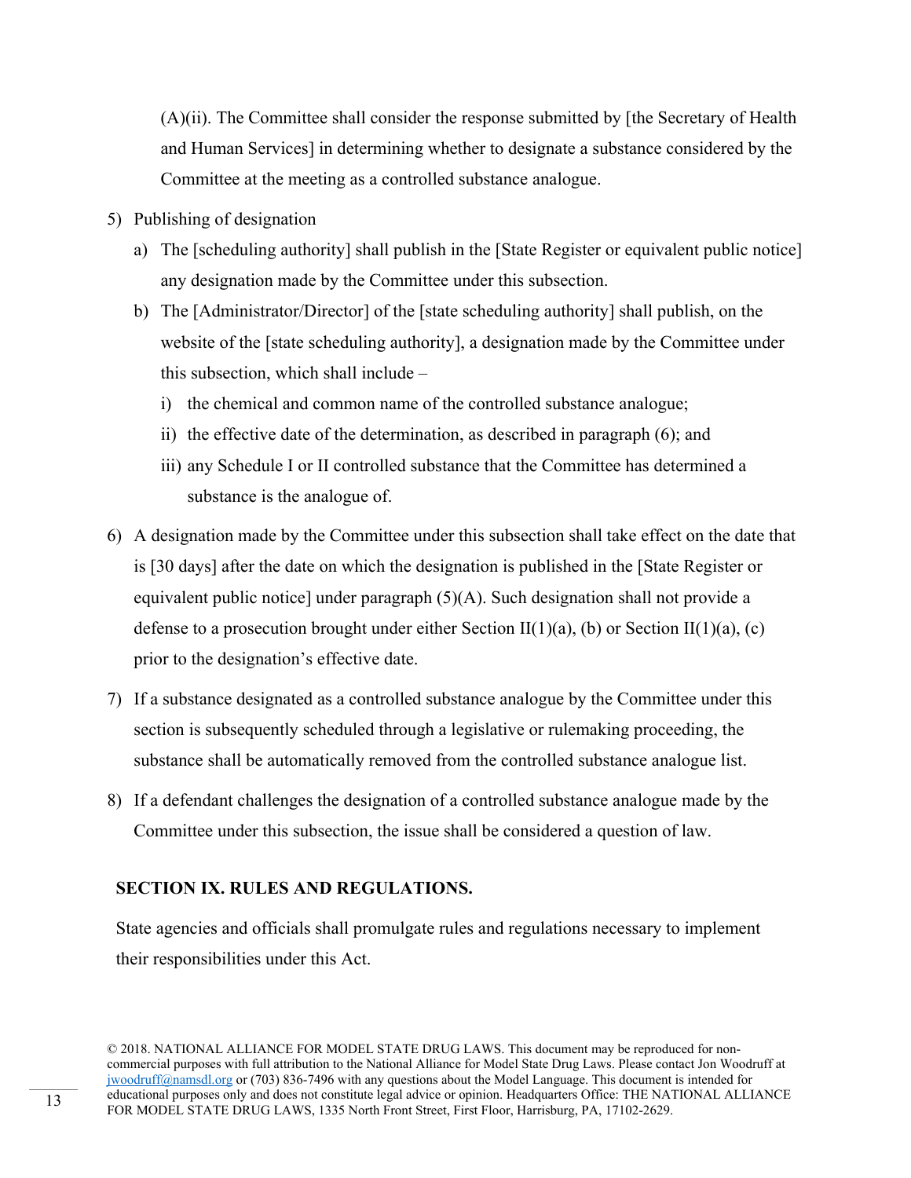(A)(ii). The Committee shall consider the response submitted by [the Secretary of Health and Human Services] in determining whether to designate a substance considered by the Committee at the meeting as a controlled substance analogue.

5) Publishing of designation
   a) The [scheduling authority] shall publish in the [State Register or equivalent public notice] any designation made by the Committee under this subsection.
   b) The [Administrator/Director] of the [state scheduling authority] shall publish, on the website of the [state scheduling authority], a designation made by the Committee under this subsection, which shall include –
      i) the chemical and common name of the controlled substance analogue;
      ii) the effective date of the determination, as described in paragraph (6); and
      iii) any Schedule I or II controlled substance that the Committee has determined a substance is the analogue of.
6) A designation made by the Committee under this subsection shall take effect on the date that is [30 days] after the date on which the designation is published in the [State Register or equivalent public notice] under paragraph (5)(A). Such designation shall not provide a defense to a prosecution brought under either Section II(1)(a), (b) or Section II(1)(a), (c) prior to the designation's effective date.
7) If a substance designated as a controlled substance analogue by the Committee under this section is subsequently scheduled through a legislative or rulemaking proceeding, the substance shall be automatically removed from the controlled substance analogue list.
8) If a defendant challenges the designation of a controlled substance analogue made by the Committee under this subsection, the issue shall be considered a question of law.

**SECTION IX. RULES AND REGULATIONS.**

State agencies and officials shall promulgate rules and regulations necessary to implement their responsibilities under this Act.

© 2018. NATIONAL ALLIANCE FOR MODEL STATE DRUG LAWS. This document may be reproduced for non-commercial purposes with full attribution to the National Alliance for Model State Drug Laws. Please contact Jon Woodruff at jwoodruff@namsdl.org or (703) 836-7496 with any questions about the Model Language. This document is intended for educational purposes only and does not constitute legal advice or opinion. Headquarters Office: THE NATIONAL ALLIANCE FOR MODEL STATE DRUG LAWS, 1335 North Front Street, First Floor, Harrisburg, PA, 17102-2629.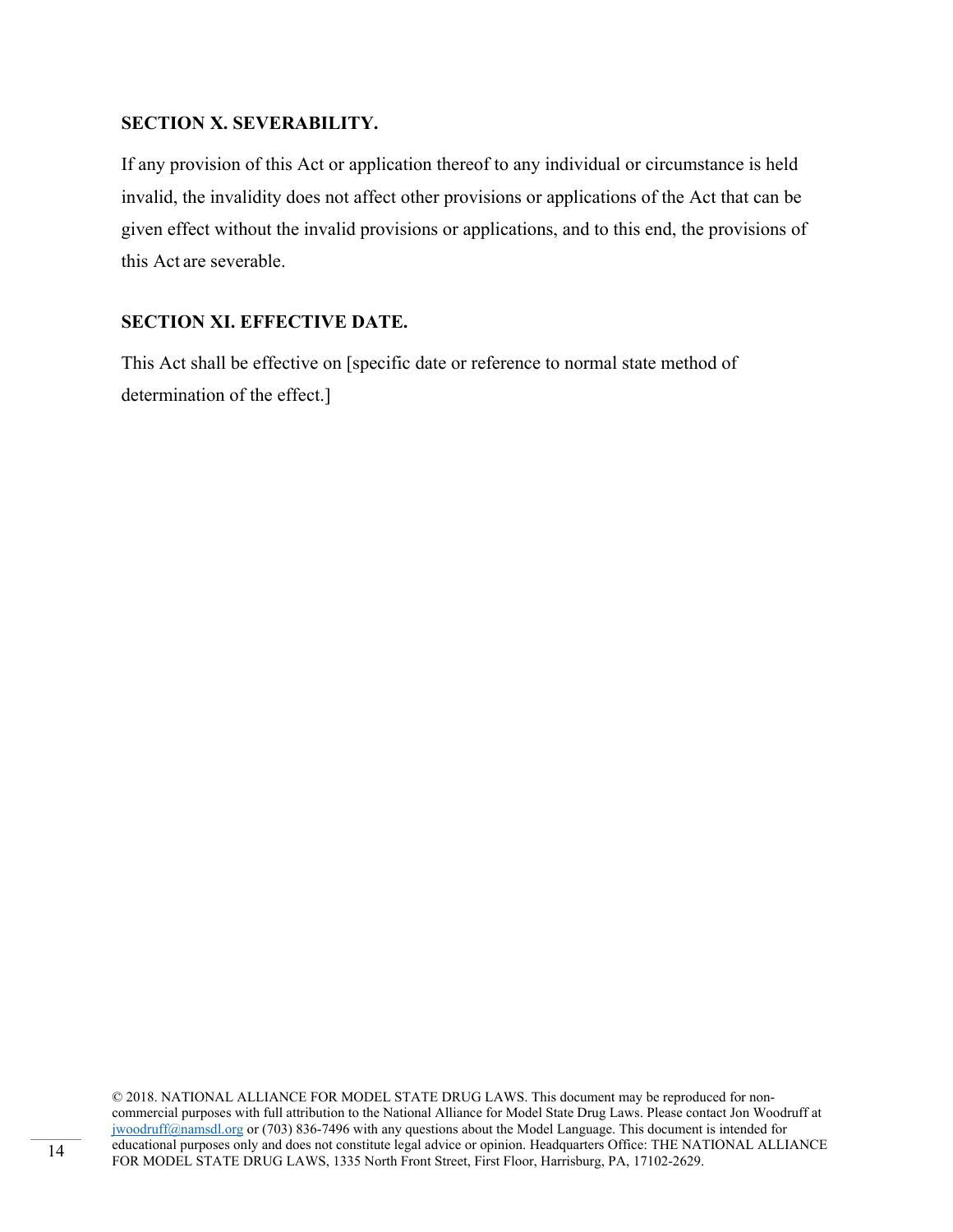**SECTION X. SEVERABILITY.**

If any provision of this Act or application thereof to any individual or circumstance is held invalid, the invalidity does not affect other provisions or applications of the Act that can be given effect without the invalid provisions or applications, and to this end, the provisions of this Act are severable.

**SECTION XI. EFFECTIVE DATE.**

This Act shall be effective on [specific date or reference to normal state method of determination of the effect.]

© 2018. NATIONAL ALLIANCE FOR MODEL STATE DRUG LAWS. This document may be reproduced for non-commercial purposes with full attribution to the National Alliance for Model State Drug Laws. Please contact Jon Woodruff at jwoodruff@namsdl.org or (703) 836-7496 with any questions about the Model Language. This document is intended for educational purposes only and does not constitute legal advice or opinion. Headquarters Office: THE NATIONAL ALLIANCE FOR MODEL STATE DRUG LAWS, 1335 North Front Street, First Floor, Harrisburg, PA, 17102-2629.